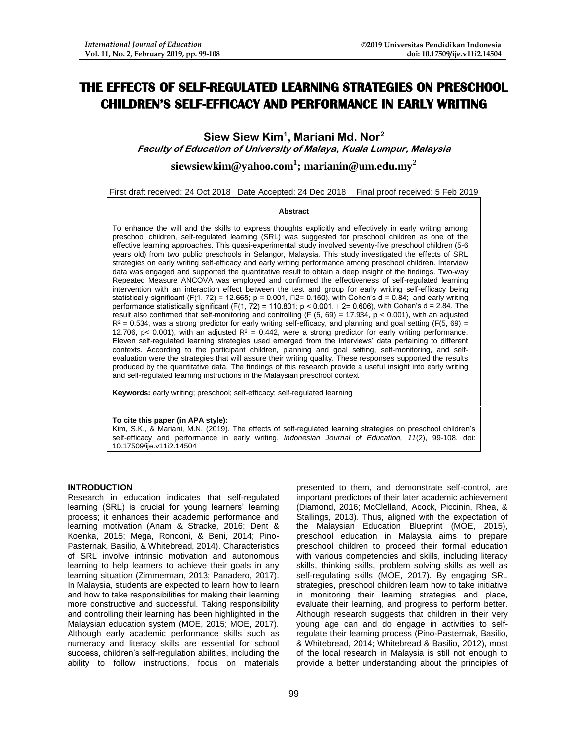# THE EFFECTS OF SELF-REGULATED LEARNING STRATEGIES ON PRESCHOOL CHILDREN'S SELF-EFFICACY AND PERFORMANCE IN EARLY WRITING

**Siew Siew Kim[1], Mariani Md. Nor[2]**

***Faculty of Education of University of Malaya, Kuala Lumpur, Malaysia***

**siewsiewkim@yahoo.com[1]; marianin@um.edu.my[2]**

First draft received: 24 Oct 2018   Date Accepted: 24 Dec 2018   Final proof received: 5 Feb 2019

**Abstract**

To enhance the will and the skills to express thoughts explicitly and effectively in early writing among preschool children, self-regulated learning (SRL) was suggested for preschool children as one of the effective learning approaches. This quasi-experimental study involved seventy-five preschool children (5-6 years old) from two public preschools in Selangor, Malaysia. This study investigated the effects of SRL strategies on early writing self-efficacy and early writing performance among preschool children. Interview data was engaged and supported the quantitative result to obtain a deep insight of the findings. Two-way Repeated Measure ANCOVA was employed and confirmed the effectiveness of self-regulated learning intervention with an interaction effect between the test and group for early writing self-efficacy being statistically significant ($F(1, 72) = 12.665$; $p = 0.001$, $\eta^2 = 0.150$), with Cohen's $d = 0.84$; and early writing performance statistically significant ($F(1, 72) = 110.801$; $p < 0.001$, $\eta^2 = 0.606$), with Cohen's $d = 2.84$. The result also confirmed that self-monitoring and controlling ($F(5, 69) = 17.934$, $p < 0.001$), with an adjusted $R^2 = 0.534$, was a strong predictor for early writing self-efficacy, and planning and goal setting ($F(5, 69) = 12.706$, $p < 0.001$), with an adjusted $R^2 = 0.442$, were a strong predictor for early writing performance. Eleven self-regulated learning strategies used emerged from the interviews' data pertaining to different contexts. According to the participant children, planning and goal setting, self-monitoring, and self-evaluation were the strategies that will assure their writing quality. These responses supported the results produced by the quantitative data. The findings of this research provide a useful insight into early writing and self-regulated learning instructions in the Malaysian preschool context.

**Keywords:** early writing; preschool; self-efficacy; self-regulated learning

**To cite this paper (in APA style):**
Kim, S.K., & Mariani, M.N. (2019). The effects of self-regulated learning strategies on preschool children's self-efficacy and performance in early writing. *Indonesian Journal of Education, 11*(2), 99-108. doi: 10.17509/ije.v11i2.14504

## INTRODUCTION

Research in education indicates that self-regulated learning (SRL) is crucial for young learners' learning process; it enhances their academic performance and learning motivation (Anam & Stracke, 2016; Dent & Koenka, 2015; Mega, Ronconi, & Beni, 2014; Pino-Pasternak, Basilio, & Whitebread, 2014). Characteristics of SRL involve intrinsic motivation and autonomous learning to help learners to achieve their goals in any learning situation (Zimmerman, 2013; Panadero, 2017). In Malaysia, students are expected to learn how to learn and how to take responsibilities for making their learning more constructive and successful. Taking responsibility and controlling their learning has been highlighted in the Malaysian education system (MOE, 2015; MOE, 2017). Although early academic performance skills such as numeracy and literacy skills are essential for school success, children's self-regulation abilities, including the ability to follow instructions, focus on materials presented to them, and demonstrate self-control, are important predictors of their later academic achievement (Diamond, 2016; McClelland, Acock, Piccinin, Rhea, & Stallings, 2013). Thus, aligned with the expectation of the Malaysian Education Blueprint (MOE, 2015), preschool education in Malaysia aims to prepare preschool children to proceed their formal education with various competencies and skills, including literacy skills, thinking skills, problem solving skills as well as self-regulating skills (MOE, 2017). By engaging SRL strategies, preschool children learn how to take initiative in monitoring their learning strategies and place, evaluate their learning, and progress to perform better. Although research suggests that children in their very young age can and do engage in activities to self-regulate their learning process (Pino-Pasternak, Basilio, & Whitebread, 2014; Whitebread & Basilio, 2012), most of the local research in Malaysia is still not enough to provide a better understanding about the principles of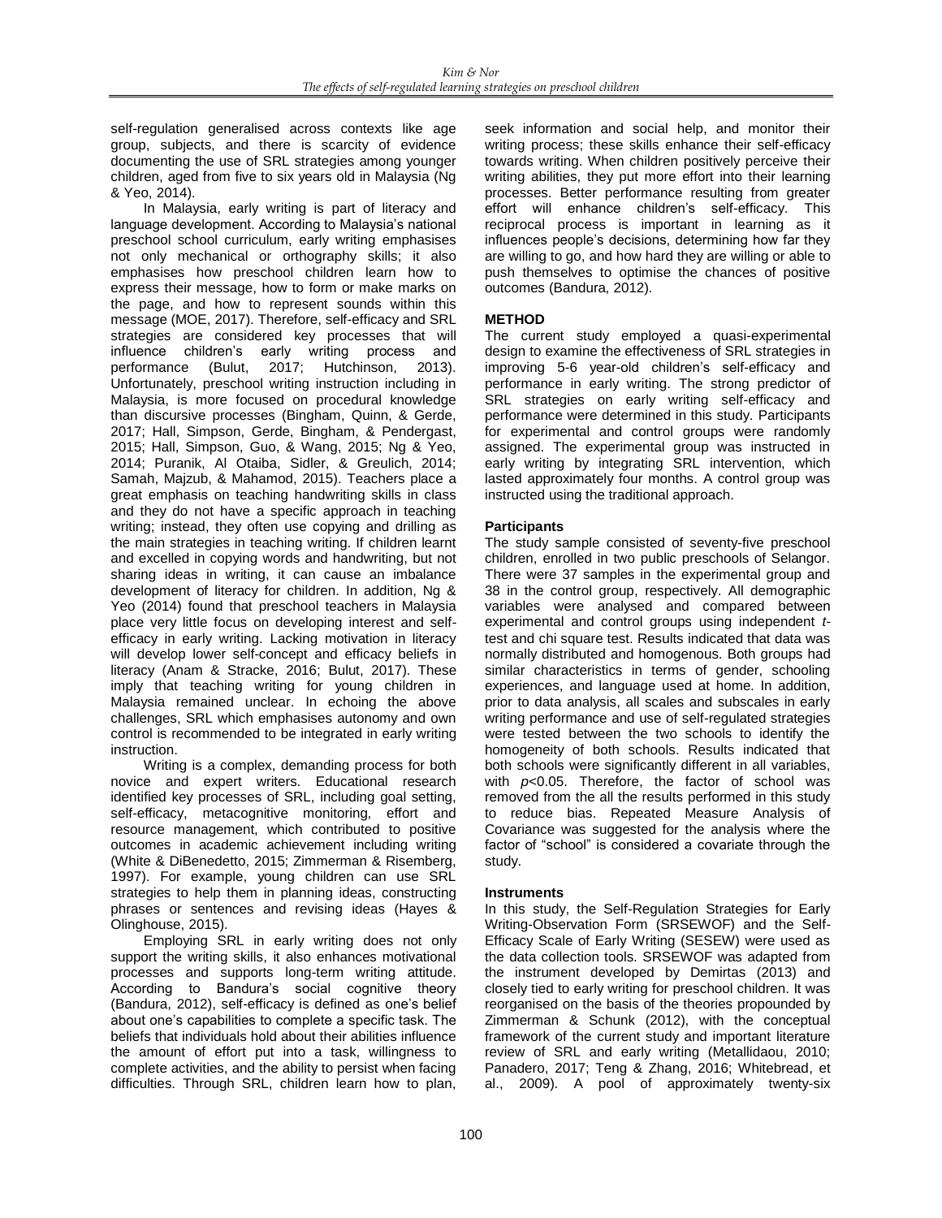self-regulation generalised across contexts like age group, subjects, and there is scarcity of evidence documenting the use of SRL strategies among younger children, aged from five to six years old in Malaysia (Ng & Yeo, 2014).

In Malaysia, early writing is part of literacy and language development. According to Malaysia's national preschool school curriculum, early writing emphasises not only mechanical or orthography skills; it also emphasises how preschool children learn how to express their message, how to form or make marks on the page, and how to represent sounds within this message (MOE, 2017). Therefore, self-efficacy and SRL strategies are considered key processes that will influence children's early writing process and performance (Bulut, 2017; Hutchinson, 2013). Unfortunately, preschool writing instruction including in Malaysia, is more focused on procedural knowledge than discursive processes (Bingham, Quinn, & Gerde, 2017; Hall, Simpson, Gerde, Bingham, & Pendergast, 2015; Hall, Simpson, Guo, & Wang, 2015; Ng & Yeo, 2014; Puranik, Al Otaiba, Sidler, & Greulich, 2014; Samah, Majzub, & Mahamod, 2015). Teachers place a great emphasis on teaching handwriting skills in class and they do not have a specific approach in teaching writing; instead, they often use copying and drilling as the main strategies in teaching writing. If children learnt and excelled in copying words and handwriting, but not sharing ideas in writing, it can cause an imbalance development of literacy for children. In addition, Ng & Yeo (2014) found that preschool teachers in Malaysia place very little focus on developing interest and self-efficacy in early writing. Lacking motivation in literacy will develop lower self-concept and efficacy beliefs in literacy (Anam & Stracke, 2016; Bulut, 2017). These imply that teaching writing for young children in Malaysia remained unclear. In echoing the above challenges, SRL which emphasises autonomy and own control is recommended to be integrated in early writing instruction.

Writing is a complex, demanding process for both novice and expert writers. Educational research identified key processes of SRL, including goal setting, self-efficacy, metacognitive monitoring, effort and resource management, which contributed to positive outcomes in academic achievement including writing (White & DiBenedetto, 2015; Zimmerman & Risemberg, 1997). For example, young children can use SRL strategies to help them in planning ideas, constructing phrases or sentences and revising ideas (Hayes & Olinghouse, 2015).

Employing SRL in early writing does not only support the writing skills, it also enhances motivational processes and supports long-term writing attitude. According to Bandura's social cognitive theory (Bandura, 2012), self-efficacy is defined as one's belief about one's capabilities to complete a specific task. The beliefs that individuals hold about their abilities influence the amount of effort put into a task, willingness to complete activities, and the ability to persist when facing difficulties. Through SRL, children learn how to plan, seek information and social help, and monitor their writing process; these skills enhance their self-efficacy towards writing. When children positively perceive their writing abilities, they put more effort into their learning processes. Better performance resulting from greater effort will enhance children's self-efficacy. This reciprocal process is important in learning as it influences people's decisions, determining how far they are willing to go, and how hard they are willing or able to push themselves to optimise the chances of positive outcomes (Bandura, 2012).

## METHOD

The current study employed a quasi-experimental design to examine the effectiveness of SRL strategies in improving 5-6 year-old children's self-efficacy and performance in early writing. The strong predictor of SRL strategies on early writing self-efficacy and performance were determined in this study. Participants for experimental and control groups were randomly assigned. The experimental group was instructed in early writing by integrating SRL intervention, which lasted approximately four months. A control group was instructed using the traditional approach.

### Participants

The study sample consisted of seventy-five preschool children, enrolled in two public preschools of Selangor. There were 37 samples in the experimental group and 38 in the control group, respectively. All demographic variables were analysed and compared between experimental and control groups using independent *t*-test and chi square test. Results indicated that data was normally distributed and homogenous. Both groups had similar characteristics in terms of gender, schooling experiences, and language used at home. In addition, prior to data analysis, all scales and subscales in early writing performance and use of self-regulated strategies were tested between the two schools to identify the homogeneity of both schools. Results indicated that both schools were significantly different in all variables, with $p<0.05$. Therefore, the factor of school was removed from the all the results performed in this study to reduce bias. Repeated Measure Analysis of Covariance was suggested for the analysis where the factor of "school" is considered a covariate through the study.

### Instruments

In this study, the Self-Regulation Strategies for Early Writing-Observation Form (SRSEWOF) and the Self-Efficacy Scale of Early Writing (SESEW) were used as the data collection tools. SRSEWOF was adapted from the instrument developed by Demirtas (2013) and closely tied to early writing for preschool children. It was reorganised on the basis of the theories propounded by Zimmerman & Schunk (2012), with the conceptual framework of the current study and important literature review of SRL and early writing (Metallidaou, 2010; Panadero, 2017; Teng & Zhang, 2016; Whitebread, et al., 2009). A pool of approximately twenty-six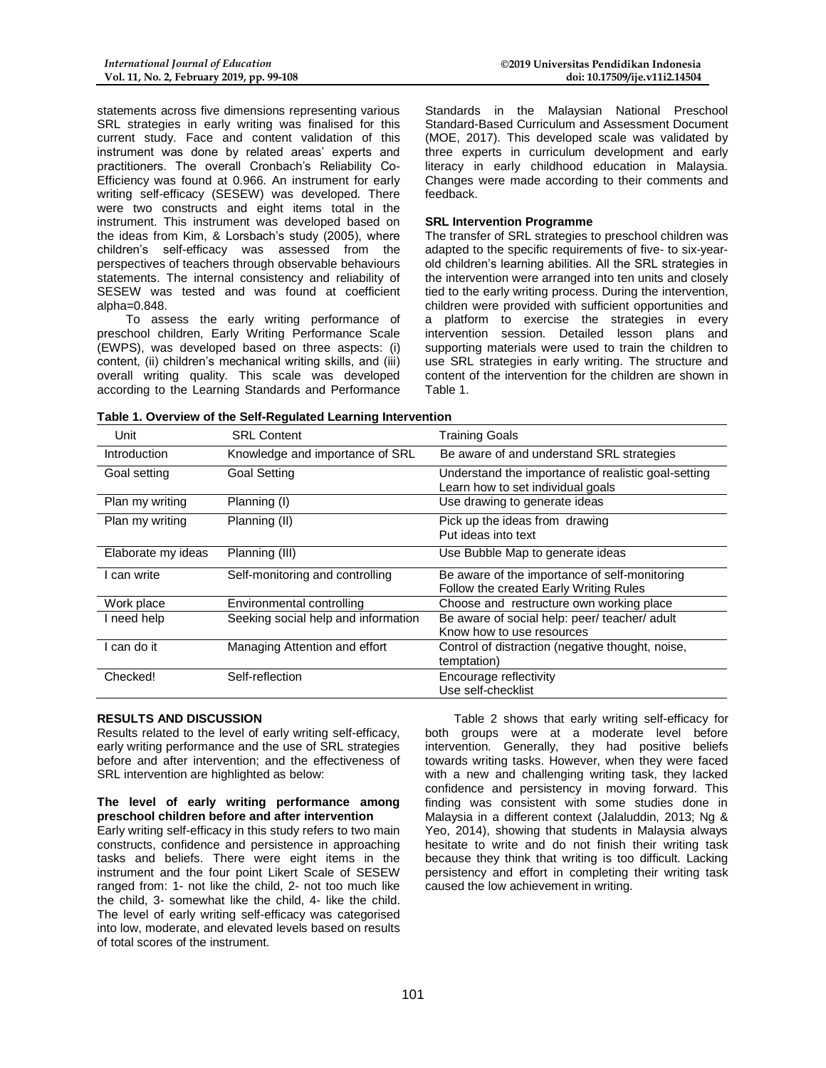statements across five dimensions representing various SRL strategies in early writing was finalised for this current study. Face and content validation of this instrument was done by related areas' experts and practitioners. The overall Cronbach's Reliability Co-Efficiency was found at 0.966. An instrument for early writing self-efficacy (SESEW) was developed. There were two constructs and eight items total in the instrument. This instrument was developed based on the ideas from Kim, & Lorsbach's study (2005), where children's self-efficacy was assessed from the perspectives of teachers through observable behaviours statements. The internal consistency and reliability of SESEW was tested and was found at coefficient alpha=0.848.

To assess the early writing performance of preschool children, Early Writing Performance Scale (EWPS), was developed based on three aspects: (i) content, (ii) children's mechanical writing skills, and (iii) overall writing quality. This scale was developed according to the Learning Standards and Performance Standards in the Malaysian National Preschool Standard-Based Curriculum and Assessment Document (MOE, 2017). This developed scale was validated by three experts in curriculum development and early literacy in early childhood education in Malaysia. Changes were made according to their comments and feedback.

**SRL Intervention Programme**

The transfer of SRL strategies to preschool children was adapted to the specific requirements of five- to six-year-old children's learning abilities. All the SRL strategies in the intervention were arranged into ten units and closely tied to the early writing process. During the intervention, children were provided with sufficient opportunities and a platform to exercise the strategies in every intervention session. Detailed lesson plans and supporting materials were used to train the children to use SRL strategies in early writing. The structure and content of the intervention for the children are shown in Table 1.

**Table 1. Overview of the Self-Regulated Learning Intervention**

| Unit | SRL Content | Training Goals |
|---|---|---|
| Introduction | Knowledge and importance of SRL | Be aware of and understand SRL strategies |
| Goal setting | Goal Setting | Understand the importance of realistic goal-setting<br>Learn how to set individual goals |
| Plan my writing | Planning (I) | Use drawing to generate ideas |
| Plan my writing | Planning (II) | Pick up the ideas from drawing<br>Put ideas into text |
| Elaborate my ideas | Planning (III) | Use Bubble Map to generate ideas |
| I can write | Self-monitoring and controlling | Be aware of the importance of self-monitoring<br>Follow the created Early Writing Rules |
| Work place | Environmental controlling | Choose and restructure own working place |
| I need help | Seeking social help and information | Be aware of social help: peer/ teacher/ adult<br>Know how to use resources |
| I can do it | Managing Attention and effort | Control of distraction (negative thought, noise, temptation) |
| Checked! | Self-reflection | Encourage reflectivity<br>Use self-checklist |

## RESULTS AND DISCUSSION

Results related to the level of early writing self-efficacy, early writing performance and the use of SRL strategies before and after intervention; and the effectiveness of SRL intervention are highlighted as below:

**The level of early writing performance among preschool children before and after intervention**

Early writing self-efficacy in this study refers to two main constructs, confidence and persistence in approaching tasks and beliefs. There were eight items in the instrument and the four point Likert Scale of SESEW ranged from: 1- not like the child, 2- not too much like the child, 3- somewhat like the child, 4- like the child. The level of early writing self-efficacy was categorised into low, moderate, and elevated levels based on results of total scores of the instrument.

Table 2 shows that early writing self-efficacy for both groups were at a moderate level before intervention. Generally, they had positive beliefs towards writing tasks. However, when they were faced with a new and challenging writing task, they lacked confidence and persistency in moving forward. This finding was consistent with some studies done in Malaysia in a different context (Jalaluddin, 2013; Ng & Yeo, 2014), showing that students in Malaysia always hesitate to write and do not finish their writing task because they think that writing is too difficult. Lacking persistency and effort in completing their writing task caused the low achievement in writing.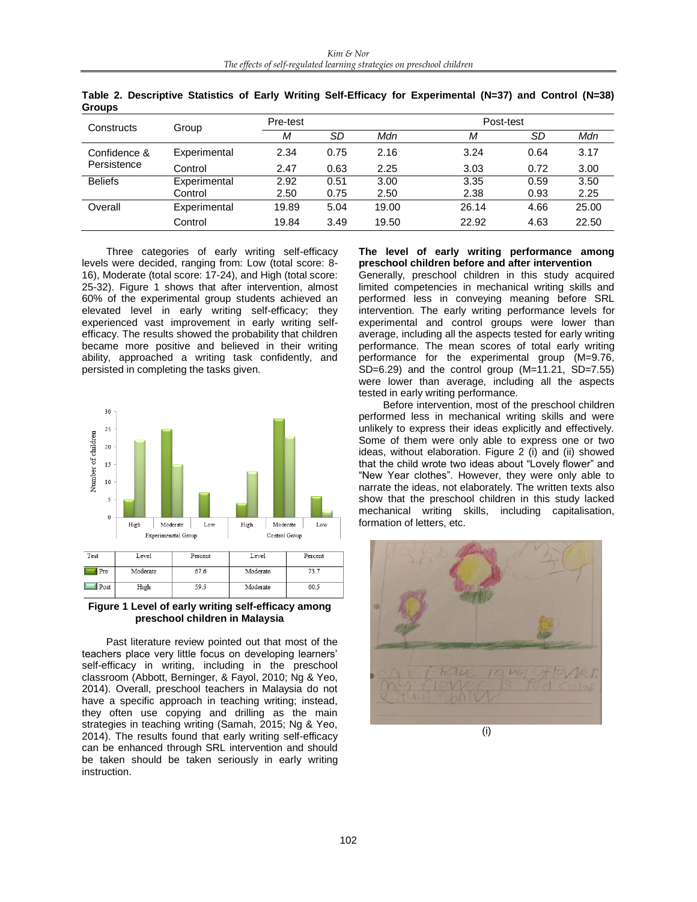**Table 2. Descriptive Statistics of Early Writing Self-Efficacy for Experimental (N=37) and Control (N=38) Groups**

| Constructs | Group | Pre-test | | | Post-test | | |
|---|---|---|---|---|---|---|---|
| | | *M* | *SD* | *Mdn* | *M* | *SD* | *Mdn* |
| Confidence & Persistence | Experimental | 2.34 | 0.75 | 2.16 | 3.24 | 0.64 | 3.17 |
| | Control | 2.47 | 0.63 | 2.25 | 3.03 | 0.72 | 3.00 |
| Beliefs | Experimental | 2.92 | 0.51 | 3.00 | 3.35 | 0.59 | 3.50 |
| | Control | 2.50 | 0.75 | 2.50 | 2.38 | 0.93 | 2.25 |
| Overall | Experimental | 19.89 | 5.04 | 19.00 | 26.14 | 4.66 | 25.00 |
| | Control | 19.84 | 3.49 | 19.50 | 22.92 | 4.63 | 22.50 |

Three categories of early writing self-efficacy levels were decided, ranging from: Low (total score: 8-16), Moderate (total score: 17-24), and High (total score: 25-32). Figure 1 shows that after intervention, almost 60% of the experimental group students achieved an elevated level in early writing self-efficacy; they experienced vast improvement in early writing self-efficacy. The results showed the probability that children became more positive and believed in their writing ability, approached a writing task confidently, and persisted in completing the tasks given.

Number of children

30
25
20
15
10
5
0

High Moderate Low High Moderate Low

Experimental Group Control Group

Test Level Percent Level Percent

Pre Moderate 67.6 Moderate 73.7

Post High 59.5 Moderate 60.5

**Figure 1 Level of early writing self-efficacy among preschool children in Malaysia**

Past literature review pointed out that most of the teachers place very little focus on developing learners' self-efficacy in writing, including in the preschool classroom (Abbott, Berninger, & Fayol, 2010; Ng & Yeo, 2014). Overall, preschool teachers in Malaysia do not have a specific approach in teaching writing; instead, they often use copying and drilling as the main strategies in teaching writing (Samah, 2015; Ng & Yeo, 2014). The results found that early writing self-efficacy can be enhanced through SRL intervention and should be taken should be taken seriously in early writing instruction.

**The level of early writing performance among preschool children before and after intervention**

Generally, preschool children in this study acquired limited competencies in mechanical writing skills and performed less in conveying meaning before SRL intervention. The early writing performance levels for experimental and control groups were lower than average, including all the aspects tested for early writing performance. The mean scores of total early writing performance for the experimental group (M=9.76, SD=6.29) and the control group (M=11.21, SD=7.55) were lower than average, including all the aspects tested in early writing performance.

Before intervention, most of the preschool children performed less in mechanical writing skills and were unlikely to express their ideas explicitly and effectively. Some of them were only able to express one or two ideas, without elaboration. Figure 2 (i) and (ii) showed that the child wrote two ideas about "Lovely flower" and "New Year clothes". However, they were only able to narrate the ideas, not elaborately. The written texts also show that the preschool children in this study lacked mechanical writing skills, including capitalisation, formation of letters, etc.

(i)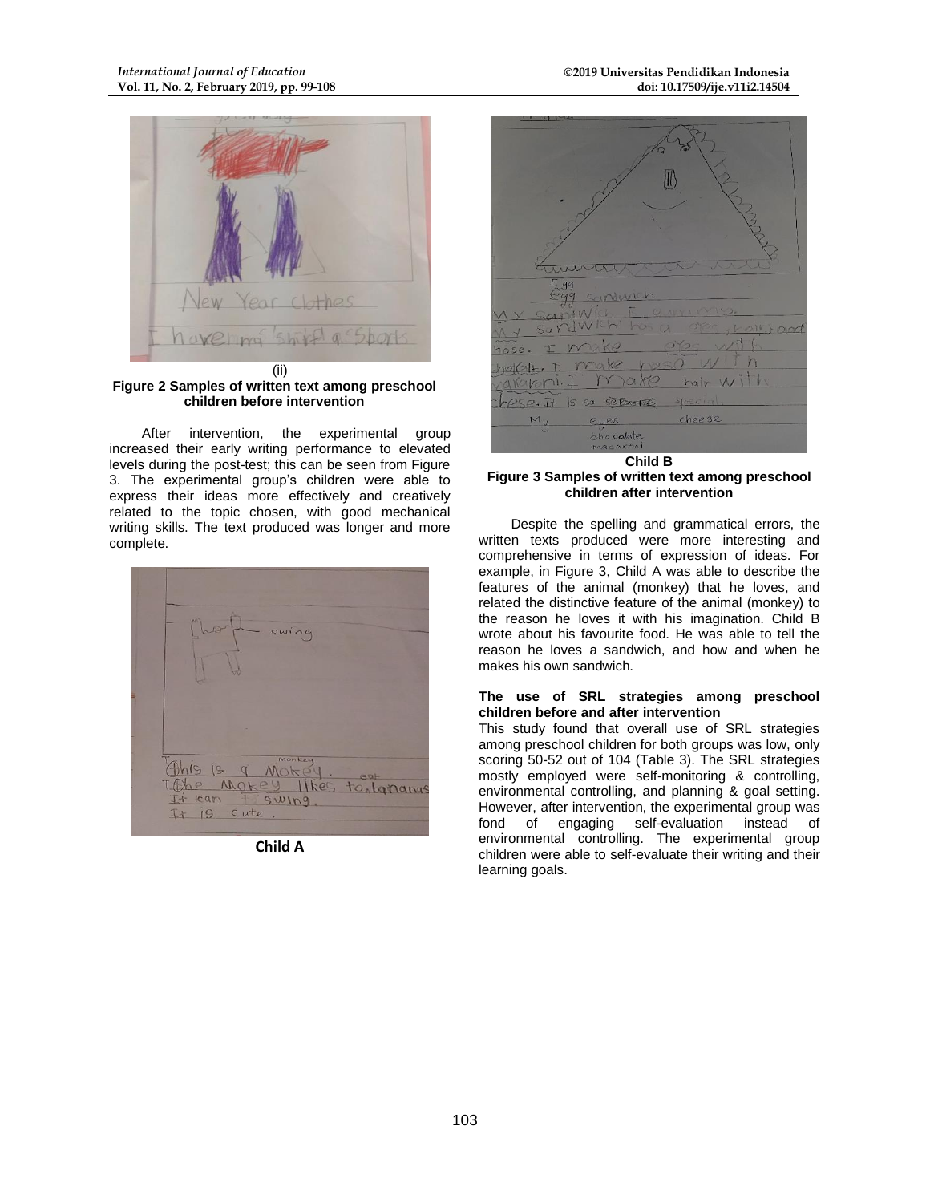(ii)

**Figure 2 Samples of written text among preschool children before intervention**

After intervention, the experimental group increased their early writing performance to elevated levels during the post-test; this can be seen from Figure 3. The experimental group's children were able to express their ideas more effectively and creatively related to the topic chosen, with good mechanical writing skills. The text produced was longer and more complete.

**Child A**

**Child B**

**Figure 3 Samples of written text among preschool children after intervention**

Despite the spelling and grammatical errors, the written texts produced were more interesting and comprehensive in terms of expression of ideas. For example, in Figure 3, Child A was able to describe the features of the animal (monkey) that he loves, and related the distinctive feature of the animal (monkey) to the reason he loves it with his imagination. Child B wrote about his favourite food. He was able to tell the reason he loves a sandwich, and how and when he makes his own sandwich.

**The use of SRL strategies among preschool children before and after intervention**

This study found that overall use of SRL strategies among preschool children for both groups was low, only scoring 50-52 out of 104 (Table 3). The SRL strategies mostly employed were self-monitoring & controlling, environmental controlling, and planning & goal setting. However, after intervention, the experimental group was fond of engaging self-evaluation instead of environmental controlling. The experimental group children were able to self-evaluate their writing and their learning goals.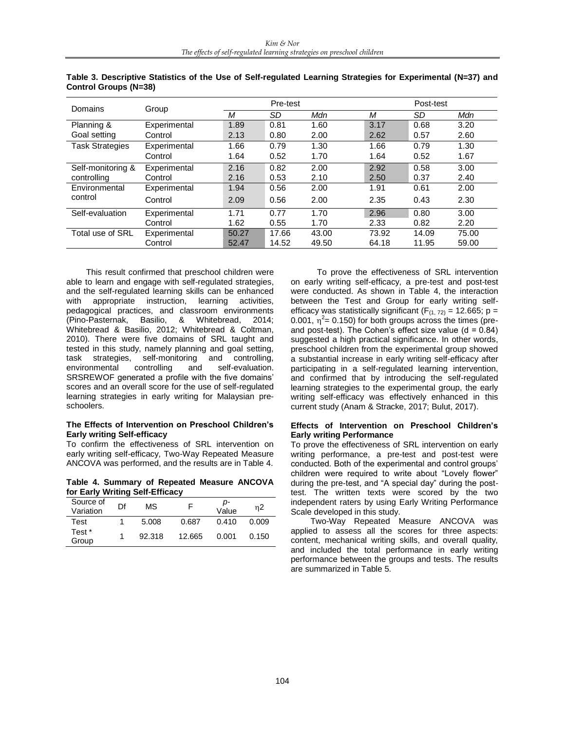**Table 3. Descriptive Statistics of the Use of Self-regulated Learning Strategies for Experimental (N=37) and Control Groups (N=38)**

| Domains | Group | Pre-test | | | Post-test | | |
|---|---|---|---|---|---|---|---|
| | | *M* | *SD* | *Mdn* | *M* | *SD* | *Mdn* |
| Planning & Goal setting | Experimental | 1.89 | 0.81 | 1.60 | 3.17 | 0.68 | 3.20 |
| | Control | 2.13 | 0.80 | 2.00 | 2.62 | 0.57 | 2.60 |
| Task Strategies | Experimental | 1.66 | 0.79 | 1.30 | 1.66 | 0.79 | 1.30 |
| | Control | 1.64 | 0.52 | 1.70 | 1.64 | 0.52 | 1.67 |
| Self-monitoring & controlling | Experimental | 2.16 | 0.82 | 2.00 | 2.92 | 0.58 | 3.00 |
| | Control | 2.16 | 0.53 | 2.10 | 2.50 | 0.37 | 2.40 |
| Environmental control | Experimental | 1.94 | 0.56 | 2.00 | 1.91 | 0.61 | 2.00 |
| | Control | 2.09 | 0.56 | 2.00 | 2.35 | 0.43 | 2.30 |
| Self-evaluation | Experimental | 1.71 | 0.77 | 1.70 | 2.96 | 0.80 | 3.00 |
| | Control | 1.62 | 0.55 | 1.70 | 2.33 | 0.82 | 2.20 |
| Total use of SRL | Experimental | 50.27 | 17.66 | 43.00 | 73.92 | 14.09 | 75.00 |
| | Control | 52.47 | 14.52 | 49.50 | 64.18 | 11.95 | 59.00 |

This result confirmed that preschool children were able to learn and engage with self-regulated strategies, and the self-regulated learning skills can be enhanced with appropriate instruction, learning activities, pedagogical practices, and classroom environments (Pino-Pasternak, Basilio, & Whitebread, 2014; Whitebread & Basilio, 2012; Whitebread & Coltman, 2010). There were five domains of SRL taught and tested in this study, namely planning and goal setting, task strategies, self-monitoring and controlling, environmental controlling and self-evaluation. SRSREWOF generated a profile with the five domains' scores and an overall score for the use of self-regulated learning strategies in early writing for Malaysian pre-schoolers.

**The Effects of Intervention on Preschool Children's Early writing Self-efficacy**

To confirm the effectiveness of SRL intervention on early writing self-efficacy, Two-Way Repeated Measure ANCOVA was performed, and the results are in Table 4.

**Table 4. Summary of Repeated Measure ANCOVA for Early Writing Self-Efficacy**

| Source of Variation | Df | MS | F | *p*-Value | η2 |
|---|---|---|---|---|---|
| Test | 1 | 5.008 | 0.687 | 0.410 | 0.009 |
| Test * Group | 1 | 92.318 | 12.665 | 0.001 | 0.150 |

To prove the effectiveness of SRL intervention on early writing self-efficacy, a pre-test and post-test were conducted. As shown in Table 4, the interaction between the Test and Group for early writing self-efficacy was statistically significant ($F_{(1, 72)} = 12.665$; $p = 0.001$, $\eta^2 = 0.150$) for both groups across the times (pre- and post-test). The Cohen's effect size value ($d = 0.84$) suggested a high practical significance. In other words, preschool children from the experimental group showed a substantial increase in early writing self-efficacy after participating in a self-regulated learning intervention, and confirmed that by introducing the self-regulated learning strategies to the experimental group, the early writing self-efficacy was effectively enhanced in this current study (Anam & Stracke, 2017; Bulut, 2017).

**Effects of Intervention on Preschool Children's Early writing Performance**

To prove the effectiveness of SRL intervention on early writing performance, a pre-test and post-test were conducted. Both of the experimental and control groups' children were required to write about "Lovely flower" during the pre-test, and "A special day" during the post-test. The written texts were scored by the two independent raters by using Early Writing Performance Scale developed in this study.

Two-Way Repeated Measure ANCOVA was applied to assess all the scores for three aspects: content, mechanical writing skills, and overall quality, and included the total performance in early writing performance between the groups and tests. The results are summarized in Table 5.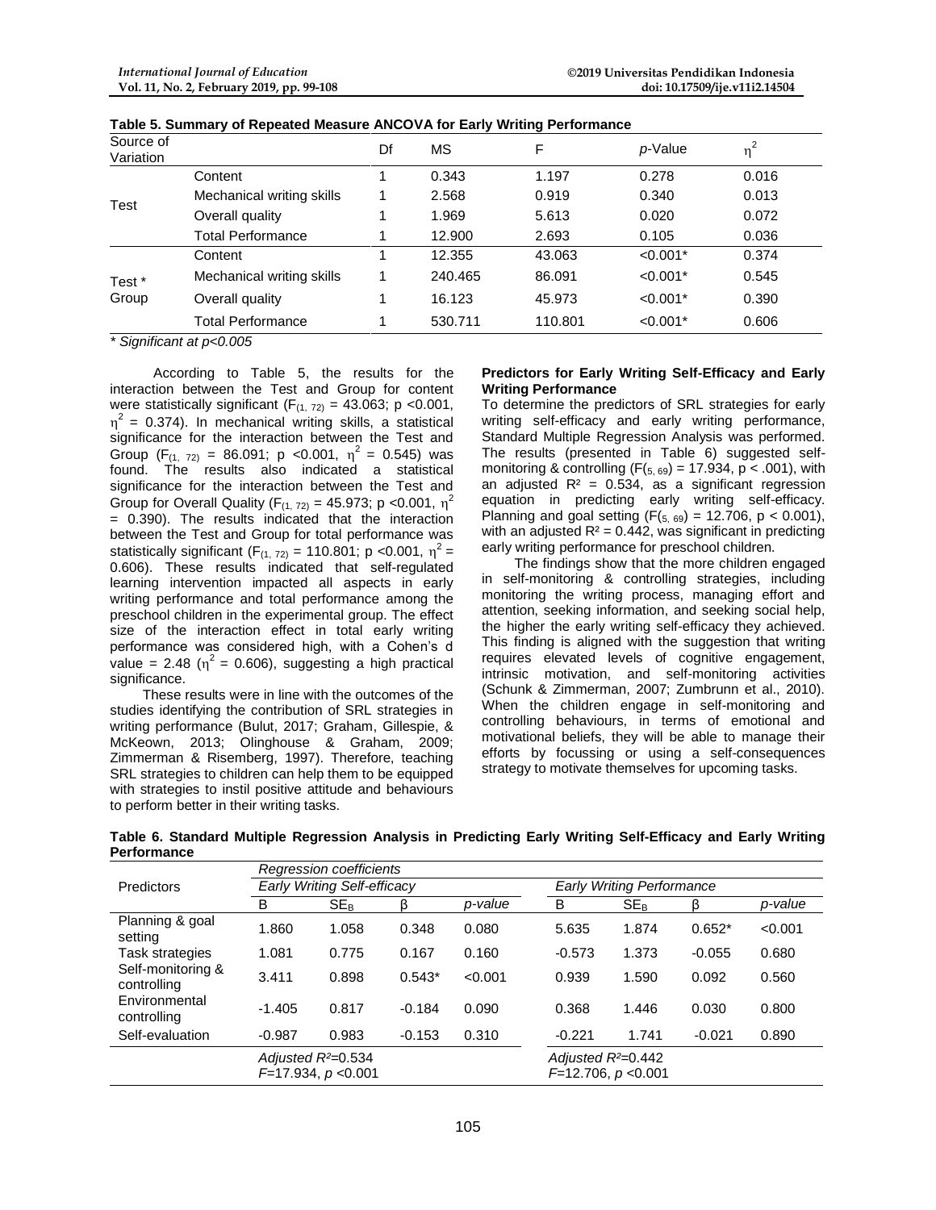**Table 5. Summary of Repeated Measure ANCOVA for Early Writing Performance**

| Source of Variation | | Df | MS | F | *p*-Value | $\eta^2$ |
|---|---|---|---|---|---|---|
| Test | Content | 1 | 0.343 | 1.197 | 0.278 | 0.016 |
| | Mechanical writing skills | 1 | 2.568 | 0.919 | 0.340 | 0.013 |
| | Overall quality | 1 | 1.969 | 5.613 | 0.020 | 0.072 |
| | Total Performance | 1 | 12.900 | 2.693 | 0.105 | 0.036 |
| Test * Group | Content | 1 | 12.355 | 43.063 | <0.001* | 0.374 |
| | Mechanical writing skills | 1 | 240.465 | 86.091 | <0.001* | 0.545 |
| | Overall quality | 1 | 16.123 | 45.973 | <0.001* | 0.390 |
| | Total Performance | 1 | 530.711 | 110.801 | <0.001* | 0.606 |

*\* Significant at p<0.005*

According to Table 5, the results for the interaction between the Test and Group for content were statistically significant ($F_{(1, 72)} = 43.063$; p <0.001, $\eta^2 = 0.374$). In mechanical writing skills, a statistical significance for the interaction between the Test and Group ($F_{(1, 72)} = 86.091$; p <0.001, $\eta^2 = 0.545$) was found. The results also indicated a statistical significance for the interaction between the Test and Group for Overall Quality ($F_{(1, 72)} = 45.973$; p <0.001, $\eta^2 = 0.390$). The results indicated that the interaction between the Test and Group for total performance was statistically significant ($F_{(1, 72)} = 110.801$; p <0.001, $\eta^2 = 0.606$). These results indicated that self-regulated learning intervention impacted all aspects in early writing performance and total performance among the preschool children in the experimental group. The effect size of the interaction effect in total early writing performance was considered high, with a Cohen's d value = 2.48 ($\eta^2 = 0.606$), suggesting a high practical significance.

These results were in line with the outcomes of the studies identifying the contribution of SRL strategies in writing performance (Bulut, 2017; Graham, Gillespie, & McKeown, 2013; Olinghouse & Graham, 2009; Zimmerman & Risemberg, 1997). Therefore, teaching SRL strategies to children can help them to be equipped with strategies to instil positive attitude and behaviours to perform better in their writing tasks.

**Predictors for Early Writing Self-Efficacy and Early Writing Performance**

To determine the predictors of SRL strategies for early writing self-efficacy and early writing performance, Standard Multiple Regression Analysis was performed. The results (presented in Table 6) suggested self-monitoring & controlling ($F_{(5, 69)} = 17.934$, p < .001), with an adjusted $R^2 = 0.534$, as a significant regression equation in predicting early writing self-efficacy. Planning and goal setting ($F_{(5, 69)} = 12.706$, p < 0.001), with an adjusted $R^2 = 0.442$, was significant in predicting early writing performance for preschool children.

The findings show that the more children engaged in self-monitoring & controlling strategies, including monitoring the writing process, managing effort and attention, seeking information, and seeking social help, the higher the early writing self-efficacy they achieved. This finding is aligned with the suggestion that writing requires elevated levels of cognitive engagement, intrinsic motivation, and self-monitoring activities (Schunk & Zimmerman, 2007; Zumbrunn et al., 2010). When the children engage in self-monitoring and controlling behaviours, in terms of emotional and motivational beliefs, they will be able to manage their efforts by focussing or using a self-consequences strategy to motivate themselves for upcoming tasks.

**Table 6. Standard Multiple Regression Analysis in Predicting Early Writing Self-Efficacy and Early Writing Performance**

| Predictors | *Regression coefficients* | | | | | | | |
|---|---|---|---|---|---|---|---|---|
| | *Early Writing Self-efficacy* | | | | *Early Writing Performance* | | | |
| | B | $SE_B$ | β | *p-value* | B | $SE_B$ | β | *p-value* |
| Planning & goal setting | 1.860 | 1.058 | 0.348 | 0.080 | 5.635 | 1.874 | 0.652* | <0.001 |
| Task strategies | 1.081 | 0.775 | 0.167 | 0.160 | -0.573 | 1.373 | -0.055 | 0.680 |
| Self-monitoring & controlling | 3.411 | 0.898 | 0.543* | <0.001 | 0.939 | 1.590 | 0.092 | 0.560 |
| Environmental controlling | -1.405 | 0.817 | -0.184 | 0.090 | 0.368 | 1.446 | 0.030 | 0.800 |
| Self-evaluation | -0.987 | 0.983 | -0.153 | 0.310 | -0.221 | 1.741 | -0.021 | 0.890 |
| | *Adjusted $R^2$=0.534* *F=17.934, p <0.001* | | | | *Adjusted $R^2$=0.442* *F=12.706, p <0.001* | | | |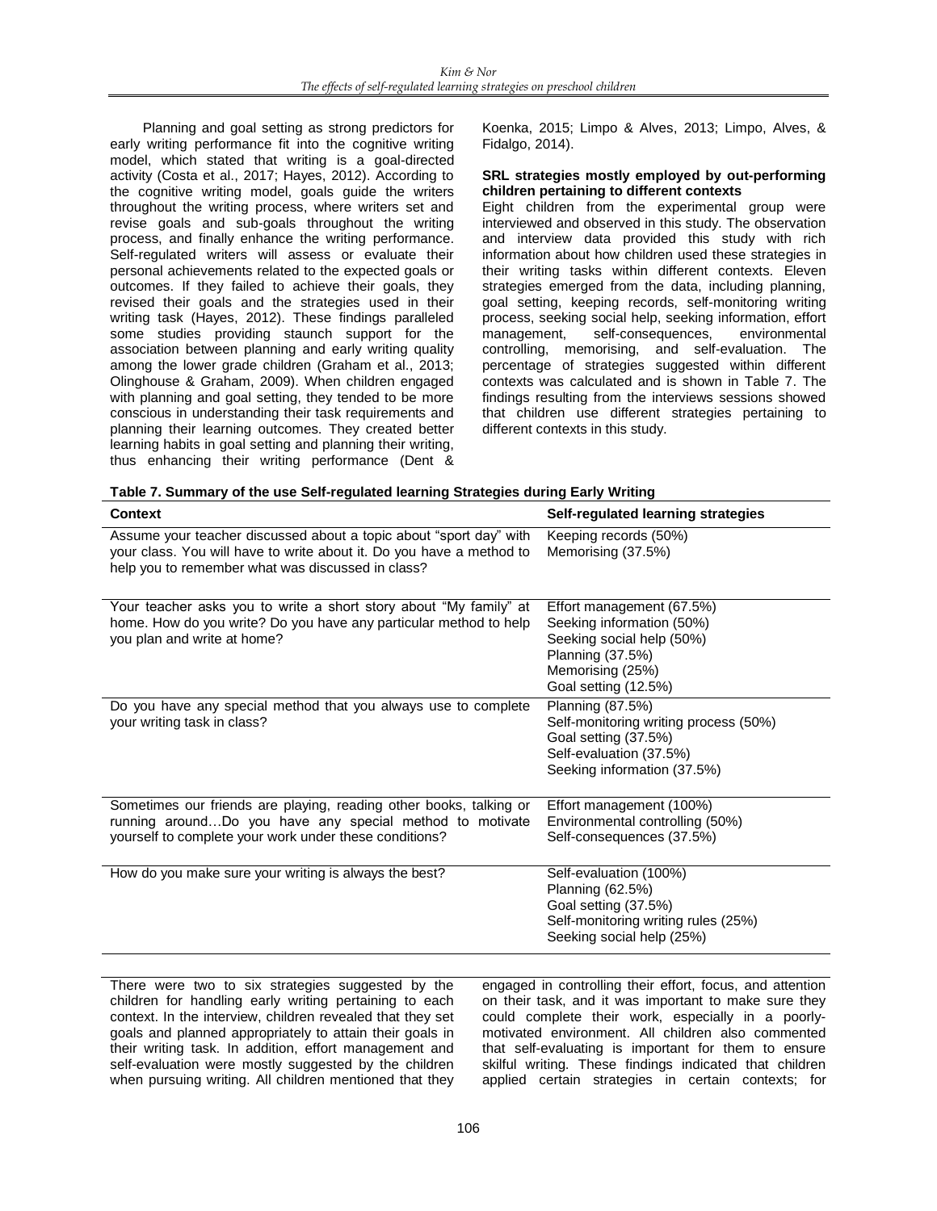Planning and goal setting as strong predictors for early writing performance fit into the cognitive writing model, which stated that writing is a goal-directed activity (Costa et al., 2017; Hayes, 2012). According to the cognitive writing model, goals guide the writers throughout the writing process, where writers set and revise goals and sub-goals throughout the writing process, and finally enhance the writing performance. Self-regulated writers will assess or evaluate their personal achievements related to the expected goals or outcomes. If they failed to achieve their goals, they revised their goals and the strategies used in their writing task (Hayes, 2012). These findings paralleled some studies providing staunch support for the association between planning and early writing quality among the lower grade children (Graham et al., 2013; Olinghouse & Graham, 2009). When children engaged with planning and goal setting, they tended to be more conscious in understanding their task requirements and planning their learning outcomes. They created better learning habits in goal setting and planning their writing, thus enhancing their writing performance (Dent & Koenka, 2015; Limpo & Alves, 2013; Limpo, Alves, & Fidalgo, 2014).

**SRL strategies mostly employed by out-performing children pertaining to different contexts**

Eight children from the experimental group were interviewed and observed in this study. The observation and interview data provided this study with rich information about how children used these strategies in their writing tasks within different contexts. Eleven strategies emerged from the data, including planning, goal setting, keeping records, self-monitoring writing process, seeking social help, seeking information, effort management, self-consequences, environmental controlling, memorising, and self-evaluation. The percentage of strategies suggested within different contexts was calculated and is shown in Table 7. The findings resulting from the interviews sessions showed that children use different strategies pertaining to different contexts in this study.

**Table 7. Summary of the use Self-regulated learning Strategies during Early Writing**

| Context | Self-regulated learning strategies |
|---|---|
| Assume your teacher discussed about a topic about "sport day" with your class. You will have to write about it. Do you have a method to help you to remember what was discussed in class? | Keeping records (50%)<br>Memorising (37.5%) |
| Your teacher asks you to write a short story about "My family" at home. How do you write? Do you have any particular method to help you plan and write at home? | Effort management (67.5%)<br>Seeking information (50%)<br>Seeking social help (50%)<br>Planning (37.5%)<br>Memorising (25%)<br>Goal setting (12.5%) |
| Do you have any special method that you always use to complete your writing task in class? | Planning (87.5%)<br>Self-monitoring writing process (50%)<br>Goal setting (37.5%)<br>Self-evaluation (37.5%)<br>Seeking information (37.5%) |
| Sometimes our friends are playing, reading other books, talking or running around…Do you have any special method to motivate yourself to complete your work under these conditions? | Effort management (100%)<br>Environmental controlling (50%)<br>Self-consequences (37.5%) |
| How do you make sure your writing is always the best? | Self-evaluation (100%)<br>Planning (62.5%)<br>Goal setting (37.5%)<br>Self-monitoring writing rules (25%)<br>Seeking social help (25%) |

There were two to six strategies suggested by the children for handling early writing pertaining to each context. In the interview, children revealed that they set goals and planned appropriately to attain their goals in their writing task. In addition, effort management and self-evaluation were mostly suggested by the children when pursuing writing. All children mentioned that they engaged in controlling their effort, focus, and attention on their task, and it was important to make sure they could complete their work, especially in a poorly-motivated environment. All children also commented that self-evaluating is important for them to ensure skilful writing. These findings indicated that children applied certain strategies in certain contexts; for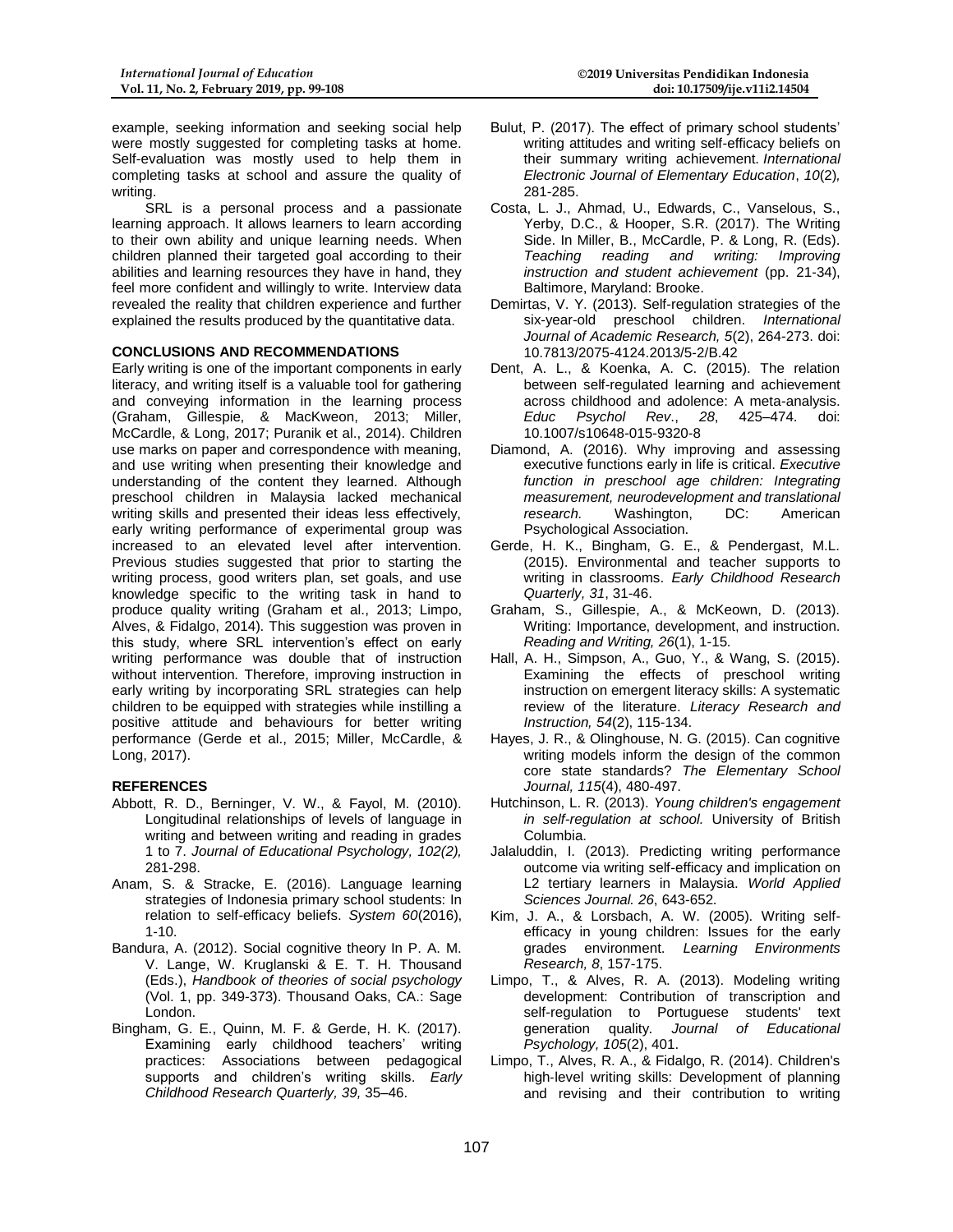example, seeking information and seeking social help were mostly suggested for completing tasks at home. Self-evaluation was mostly used to help them in completing tasks at school and assure the quality of writing.

SRL is a personal process and a passionate learning approach. It allows learners to learn according to their own ability and unique learning needs. When children planned their targeted goal according to their abilities and learning resources they have in hand, they feel more confident and willingly to write. Interview data revealed the reality that children experience and further explained the results produced by the quantitative data.

## CONCLUSIONS AND RECOMMENDATIONS

Early writing is one of the important components in early literacy, and writing itself is a valuable tool for gathering and conveying information in the learning process (Graham, Gillespie, & MacKweon, 2013; Miller, McCardle, & Long, 2017; Puranik et al., 2014). Children use marks on paper and correspondence with meaning, and use writing when presenting their knowledge and understanding of the content they learned. Although preschool children in Malaysia lacked mechanical writing skills and presented their ideas less effectively, early writing performance of experimental group was increased to an elevated level after intervention. Previous studies suggested that prior to starting the writing process, good writers plan, set goals, and use knowledge specific to the writing task in hand to produce quality writing (Graham et al., 2013; Limpo, Alves, & Fidalgo, 2014). This suggestion was proven in this study, where SRL intervention's effect on early writing performance was double that of instruction without intervention. Therefore, improving instruction in early writing by incorporating SRL strategies can help children to be equipped with strategies while instilling a positive attitude and behaviours for better writing performance (Gerde et al., 2015; Miller, McCardle, & Long, 2017).

## REFERENCES

- Abbott, R. D., Berninger, V. W., & Fayol, M. (2010). Longitudinal relationships of levels of language in writing and between writing and reading in grades 1 to 7. *Journal of Educational Psychology, 102(2),* 281-298.
- Anam, S. & Stracke, E. (2016). Language learning strategies of Indonesia primary school students: In relation to self-efficacy beliefs. *System 60*(2016), 1-10.
- Bandura, A. (2012). Social cognitive theory In P. A. M. V. Lange, W. Kruglanski & E. T. H. Thousand (Eds.), *Handbook of theories of social psychology* (Vol. 1, pp. 349-373). Thousand Oaks, CA.: Sage London.
- Bingham, G. E., Quinn, M. F. & Gerde, H. K. (2017). Examining early childhood teachers' writing practices: Associations between pedagogical supports and children's writing skills. *Early Childhood Research Quarterly, 39,* 35–46.
- Bulut, P. (2017). The effect of primary school students' writing attitudes and writing self-efficacy beliefs on their summary writing achievement. *International Electronic Journal of Elementary Education*, *10*(2)*,* 281-285.
- Costa, L. J., Ahmad, U., Edwards, C., Vanselous, S., Yerby, D.C., & Hooper, S.R. (2017). The Writing Side. In Miller, B., McCardle, P. & Long, R. (Eds). *Teaching reading and writing: Improving instruction and student achievement* (pp. 21-34), Baltimore, Maryland: Brooke.
- Demirtas, V. Y. (2013). Self-regulation strategies of the six-year-old preschool children. *International Journal of Academic Research, 5*(2), 264-273. doi: 10.7813/2075-4124.2013/5-2/B.42
- Dent, A. L., & Koenka, A. C. (2015). The relation between self-regulated learning and achievement across childhood and adolence: A meta-analysis. *Educ Psychol Rev*., *28*, 425–474. doi: 10.1007/s10648-015-9320-8
- Diamond, A. (2016). Why improving and assessing executive functions early in life is critical. *Executive function in preschool age children: Integrating measurement, neurodevelopment and translational research.* Washington, DC: American Psychological Association.
- Gerde, H. K., Bingham, G. E., & Pendergast, M.L. (2015). Environmental and teacher supports to writing in classrooms. *Early Childhood Research Quarterly, 31*, 31-46.
- Graham, S., Gillespie, A., & McKeown, D. (2013). Writing: Importance, development, and instruction. *Reading and Writing, 26*(1), 1-15.
- Hall, A. H., Simpson, A., Guo, Y., & Wang, S. (2015). Examining the effects of preschool writing instruction on emergent literacy skills: A systematic review of the literature. *Literacy Research and Instruction, 54*(2), 115-134.
- Hayes, J. R., & Olinghouse, N. G. (2015). Can cognitive writing models inform the design of the common core state standards? *The Elementary School Journal, 115*(4), 480-497.
- Hutchinson, L. R. (2013). *Young children's engagement in self-regulation at school.* University of British Columbia.
- Jalaluddin, I. (2013). Predicting writing performance outcome via writing self-efficacy and implication on L2 tertiary learners in Malaysia. *World Applied Sciences Journal. 26*, 643-652.
- Kim, J. A., & Lorsbach, A. W. (2005). Writing self-efficacy in young children: Issues for the early grades environment. *Learning Environments Research, 8*, 157-175.
- Limpo, T., & Alves, R. A. (2013). Modeling writing development: Contribution of transcription and self-regulation to Portuguese students' text generation quality. *Journal of Educational Psychology, 105*(2), 401.
- Limpo, T., Alves, R. A., & Fidalgo, R. (2014). Children's high-level writing skills: Development of planning and revising and their contribution to writing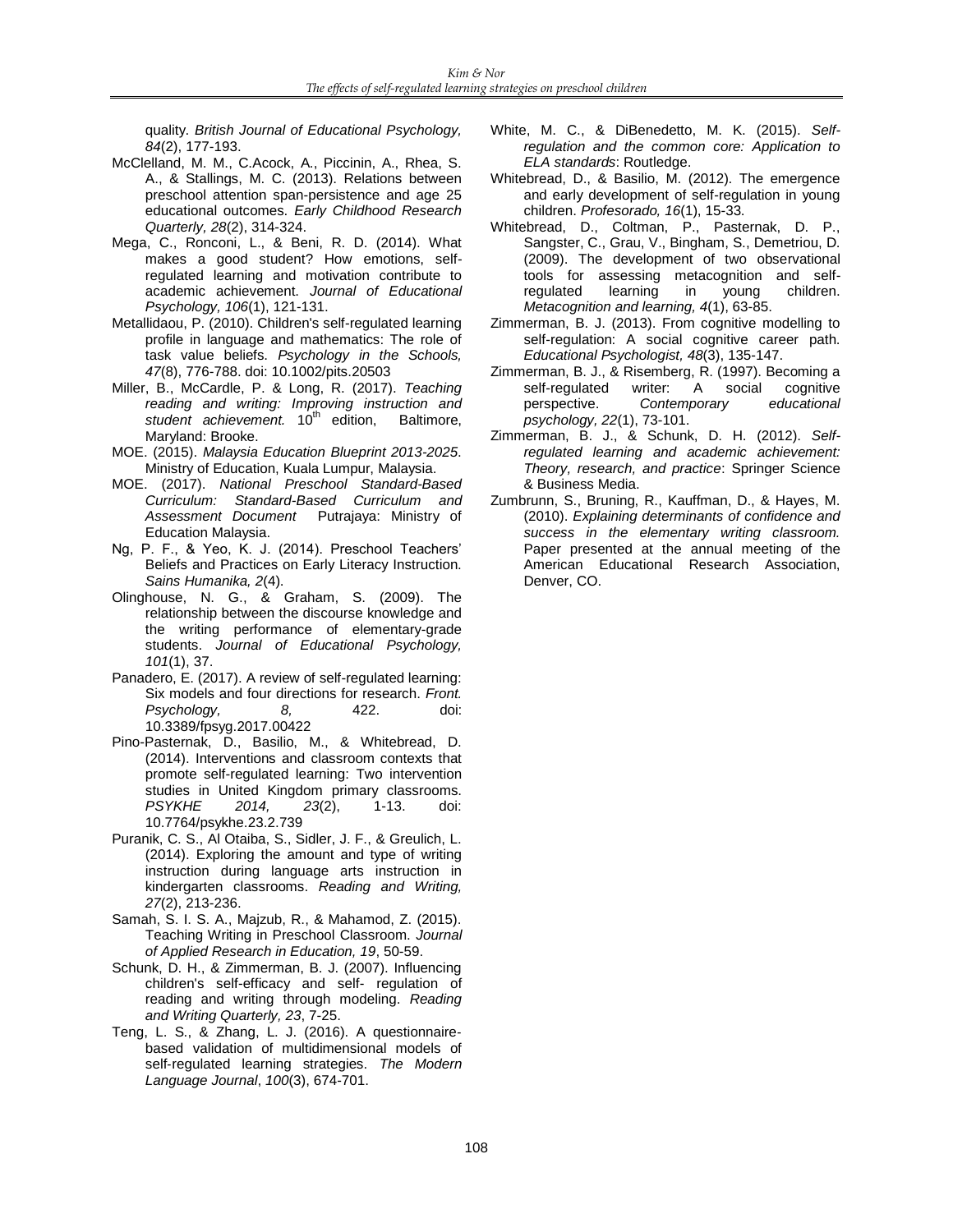quality. *British Journal of Educational Psychology, 84*(2), 177-193.

McClelland, M. M., C.Acock, A., Piccinin, A., Rhea, S. A., & Stallings, M. C. (2013). Relations between preschool attention span-persistence and age 25 educational outcomes. *Early Childhood Research Quarterly, 28*(2), 314-324.

Mega, C., Ronconi, L., & Beni, R. D. (2014). What makes a good student? How emotions, self-regulated learning and motivation contribute to academic achievement. *Journal of Educational Psychology, 106*(1), 121-131.

Metallidaou, P. (2010). Children's self-regulated learning profile in language and mathematics: The role of task value beliefs. *Psychology in the Schools, 47*(8), 776-788. doi: 10.1002/pits.20503

Miller, B., McCardle, P. & Long, R. (2017). *Teaching reading and writing: Improving instruction and student achievement.* 10th edition, Baltimore, Maryland: Brooke.

MOE. (2015). *Malaysia Education Blueprint 2013-2025*. Ministry of Education, Kuala Lumpur, Malaysia.

MOE. (2017). *National Preschool Standard-Based Curriculum: Standard-Based Curriculum and Assessment Document* Putrajaya: Ministry of Education Malaysia.

Ng, P. F., & Yeo, K. J. (2014). Preschool Teachers' Beliefs and Practices on Early Literacy Instruction. *Sains Humanika, 2*(4).

Olinghouse, N. G., & Graham, S. (2009). The relationship between the discourse knowledge and the writing performance of elementary-grade students. *Journal of Educational Psychology, 101*(1), 37.

Panadero, E. (2017). A review of self-regulated learning: Six models and four directions for research. *Front. Psychology, 8,* 422. doi: 10.3389/fpsyg.2017.00422

Pino-Pasternak, D., Basilio, M., & Whitebread, D. (2014). Interventions and classroom contexts that promote self-regulated learning: Two intervention studies in United Kingdom primary classrooms. *PSYKHE 2014, 23*(2), 1-13. doi: 10.7764/psykhe.23.2.739

Puranik, C. S., Al Otaiba, S., Sidler, J. F., & Greulich, L. (2014). Exploring the amount and type of writing instruction during language arts instruction in kindergarten classrooms. *Reading and Writing, 27*(2), 213-236.

Samah, S. I. S. A., Majzub, R., & Mahamod, Z. (2015). Teaching Writing in Preschool Classroom. *Journal of Applied Research in Education, 19*, 50-59.

Schunk, D. H., & Zimmerman, B. J. (2007). Influencing children's self-efficacy and self- regulation of reading and writing through modeling. *Reading and Writing Quarterly, 23*, 7-25.

Teng, L. S., & Zhang, L. J. (2016). A questionnaire-based validation of multidimensional models of self-regulated learning strategies. *The Modern Language Journal*, *100*(3), 674-701.

White, M. C., & DiBenedetto, M. K. (2015). *Self-regulation and the common core: Application to ELA standards*: Routledge.

Whitebread, D., & Basilio, M. (2012). The emergence and early development of self-regulation in young children. *Profesorado, 16*(1), 15-33.

Whitebread, D., Coltman, P., Pasternak, D. P., Sangster, C., Grau, V., Bingham, S., Demetriou, D. (2009). The development of two observational tools for assessing metacognition and self-regulated learning in young children. *Metacognition and learning, 4*(1), 63-85.

Zimmerman, B. J. (2013). From cognitive modelling to self-regulation: A social cognitive career path. *Educational Psychologist, 48*(3), 135-147.

Zimmerman, B. J., & Risemberg, R. (1997). Becoming a self-regulated writer: A social cognitive perspective. *Contemporary educational psychology, 22*(1), 73-101.

Zimmerman, B. J., & Schunk, D. H. (2012). *Self-regulated learning and academic achievement: Theory, research, and practice*: Springer Science & Business Media.

Zumbrunn, S., Bruning, R., Kauffman, D., & Hayes, M. (2010). *Explaining determinants of confidence and success in the elementary writing classroom.* Paper presented at the annual meeting of the American Educational Research Association, Denver, CO.